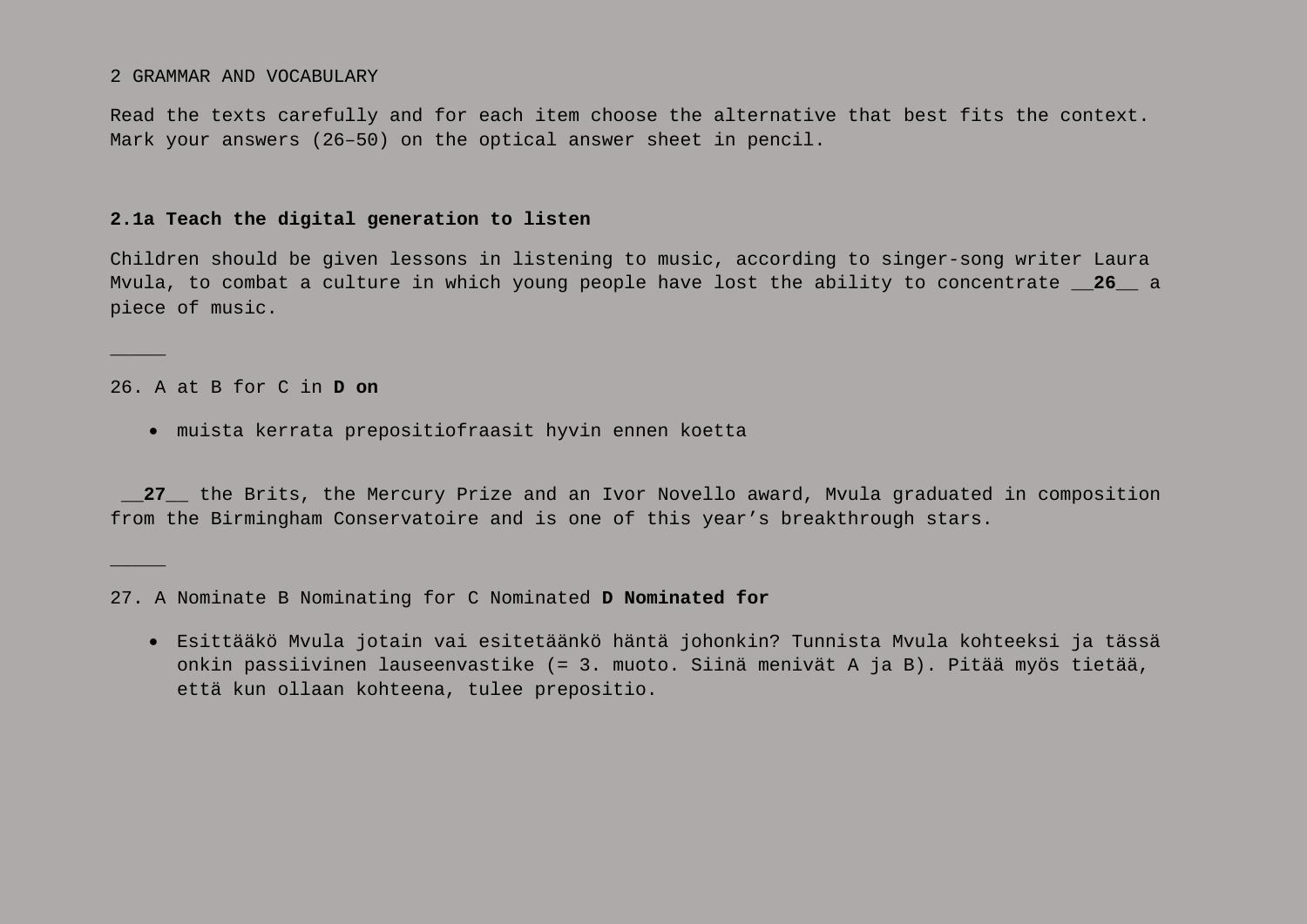2 GRAMMAR AND VOCABULARY

Read the texts carefully and for each item choose the alternative that best fits the context. Mark your answers (26–50) on the optical answer sheet in pencil.

**2.1a Teach the digital generation to listen**

Children should be given lessons in listening to music, according to singer-song writer Laura Mvula, to combat a culture in which young people have lost the ability to concentrate __**26**__ a piece of music.

_____

26. A at B for C in **D on**

- muista kerrata prepositiofraasit hyvin ennen koetta

__**27**__ the Brits, the Mercury Prize and an Ivor Novello award, Mvula graduated in composition from the Birmingham Conservatoire and is one of this year's breakthrough stars.

_____

27. A Nominate B Nominating for C Nominated **D Nominated for**

- Esittääkö Mvula jotain vai esitetäänkö häntä johonkin? Tunnista Mvula kohteeksi ja tässä onkin passiivinen lauseenvastike (= 3. muoto. Siinä menivät A ja B). Pitää myös tietää, että kun ollaan kohteena, tulee prepositio.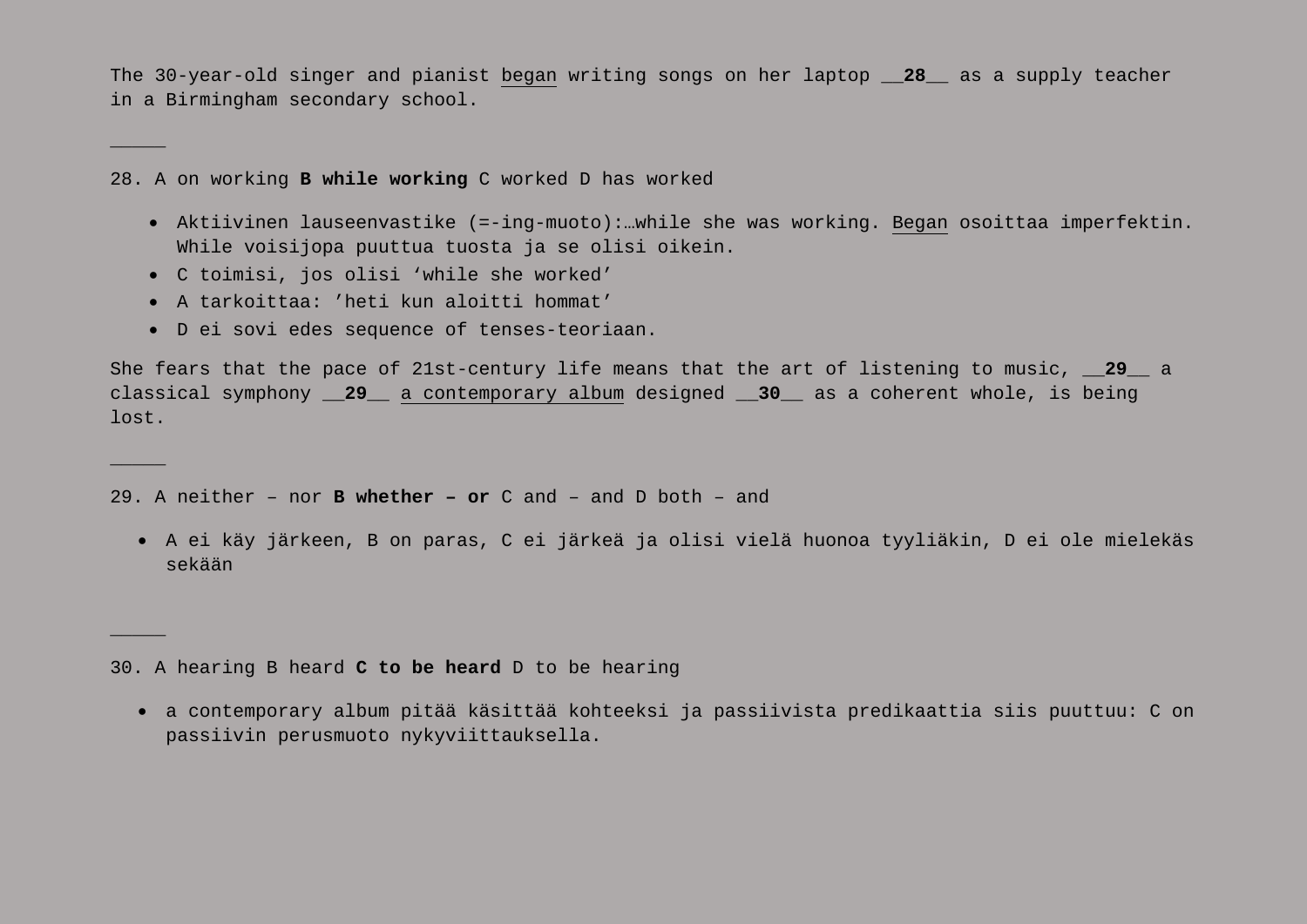The 30-year-old singer and pianist <u>began</u> writing songs on her laptop __**28**__ as a supply teacher in a Birmingham secondary school.

_____

28. A on working **B while working** C worked D has worked

- Aktiivinen lauseenvastike (=-ing-muoto):…while she was working. <u>Began</u> osoittaa imperfektin. While voisijopa puuttua tuosta ja se olisi oikein.
- C toimisi, jos olisi ‘while she worked’
- A tarkoittaa: ’heti kun aloitti hommat’
- D ei sovi edes sequence of tenses-teoriaan.

She fears that the pace of 21st-century life means that the art of listening to music, __**29**__ a classical symphony __**29**__ <u>a contemporary album</u> designed __**30**__ as a coherent whole, is being lost.

_____

29. A neither – nor **B whether – or** C and – and D both – and

- A ei käy järkeen, B on paras, C ei järkeä ja olisi vielä huonoa tyyliäkin, D ei ole mielekäs sekään

_____

30. A hearing B heard **C to be heard** D to be hearing

- a contemporary album pitää käsittää kohteeksi ja passiivista predikaattia siis puuttuu: C on passiivin perusmuoto nykyviittauksella.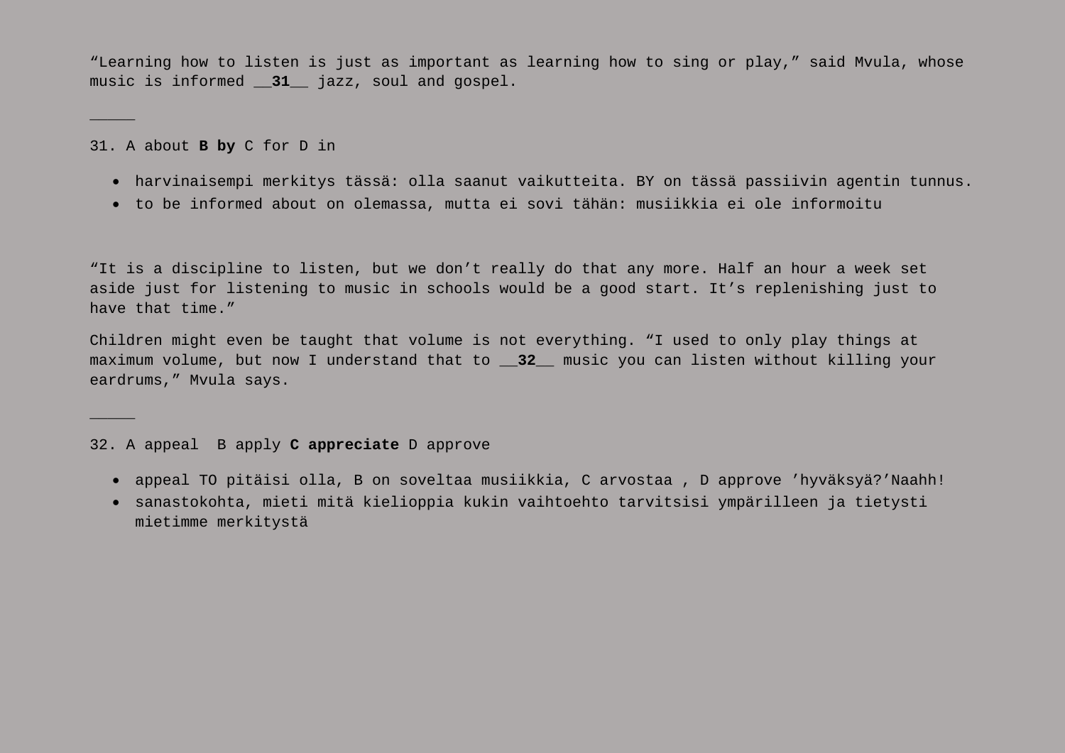“Learning how to listen is just as important as learning how to sing or play,” said Mvula, whose music is informed __**31**__ jazz, soul and gospel.

_____

31. A about **B by** C for D in

- harvinaisempi merkitys tässä: olla saanut vaikutteita. BY on tässä passiivin agentin tunnus.
- to be informed about on olemassa, mutta ei sovi tähän: musiikkia ei ole informoitu

“It is a discipline to listen, but we don’t really do that any more. Half an hour a week set aside just for listening to music in schools would be a good start. It’s replenishing just to have that time.”

Children might even be taught that volume is not everything. “I used to only play things at maximum volume, but now I understand that to __**32**__ music you can listen without killing your eardrums,” Mvula says.

_____

32. A appeal  B apply **C appreciate** D approve

- appeal TO pitäisi olla, B on soveltaa musiikkia, C arvostaa , D approve ’hyväksyä?’Naahh!
- sanastokohta, mieti mitä kielioppia kukin vaihtoehto tarvitsisi ympärilleen ja tietysti mietimme merkitystä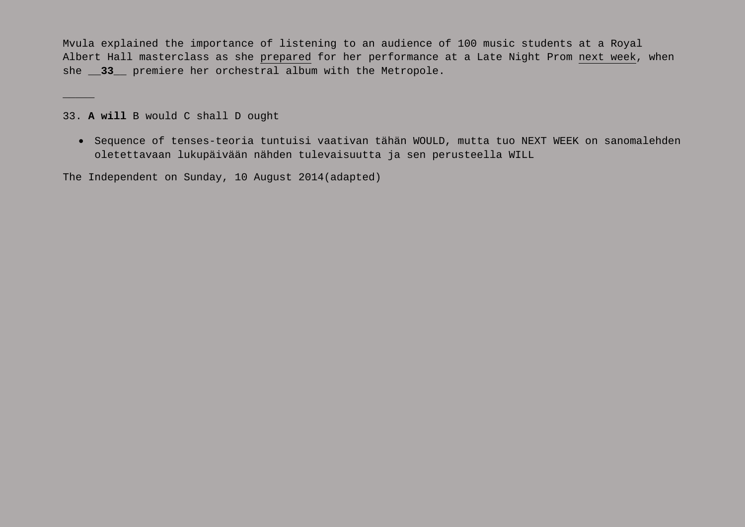Mvula explained the importance of listening to an audience of 100 music students at a Royal Albert Hall masterclass as she <u>prepared</u> for her performance at a Late Night Prom <u>next week</u>, when she __**33**__ premiere her orchestral album with the Metropole.

_____

33. **A will** B would C shall D ought

- Sequence of tenses-teoria tuntuisi vaativan tähän WOULD, mutta tuo NEXT WEEK on sanomalehden oletettavaan lukupäivään nähden tulevaisuutta ja sen perusteella WILL

The Independent on Sunday, 10 August 2014(adapted)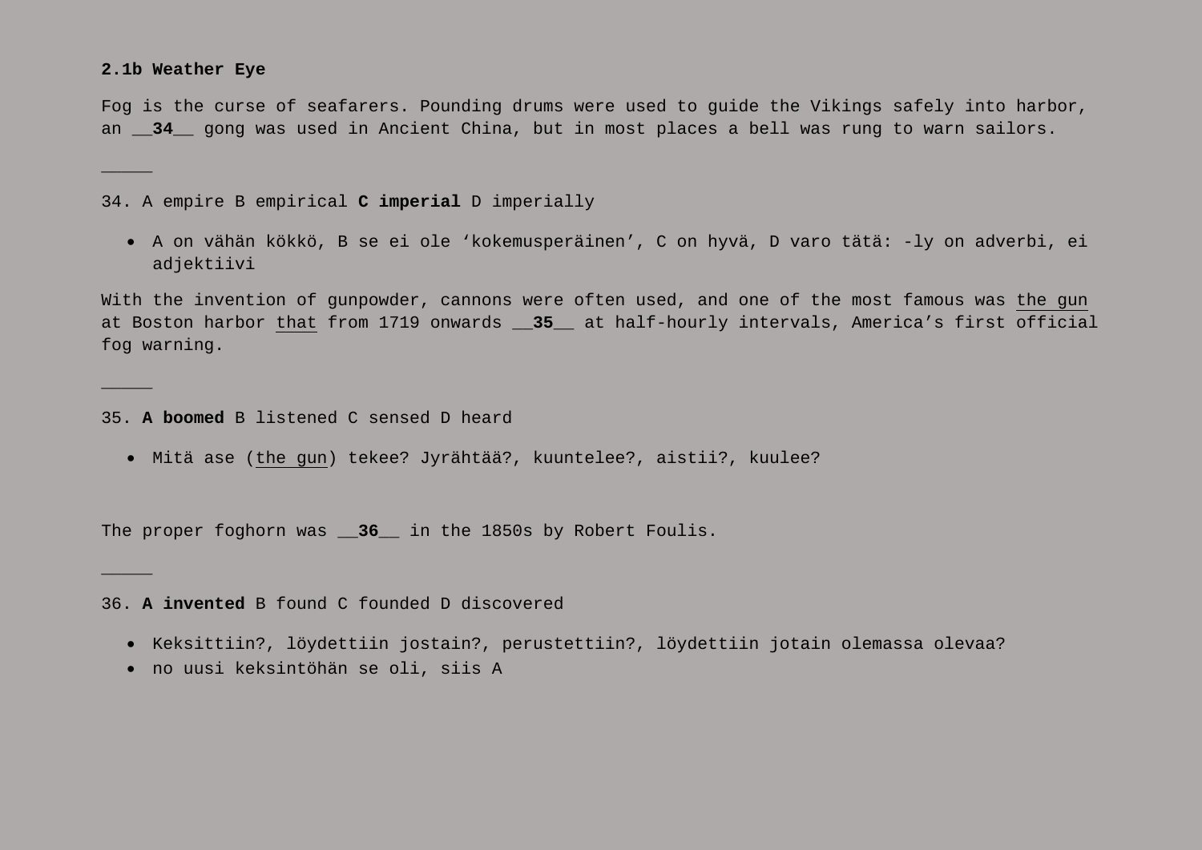**2.1b Weather Eye**

Fog is the curse of seafarers. Pounding drums were used to guide the Vikings safely into harbor, an __**34**__ gong was used in Ancient China, but in most places a bell was rung to warn sailors.

_____

34. A empire B empirical **C imperial** D imperially

- A on vähän kökkö, B se ei ole ‘kokemusperäinen’, C on hyvä, D varo tätä: -ly on adverbi, ei adjektiivi

With the invention of gunpowder, cannons were often used, and one of the most famous was <u>the gun</u> at Boston harbor <u>that</u> from 1719 onwards __**35**__ at half-hourly intervals, America’s first official fog warning.

_____

35. **A boomed** B listened C sensed D heard

- Mitä ase (<u>the gun</u>) tekee? Jyrähtää?, kuuntelee?, aistii?, kuulee?

The proper foghorn was __**36**__ in the 1850s by Robert Foulis.

_____

36. **A invented** B found C founded D discovered

- Keksittiin?, löydettiin jostain?, perustettiin?, löydettiin jotain olemassa olevaa?
- no uusi keksintöhän se oli, siis A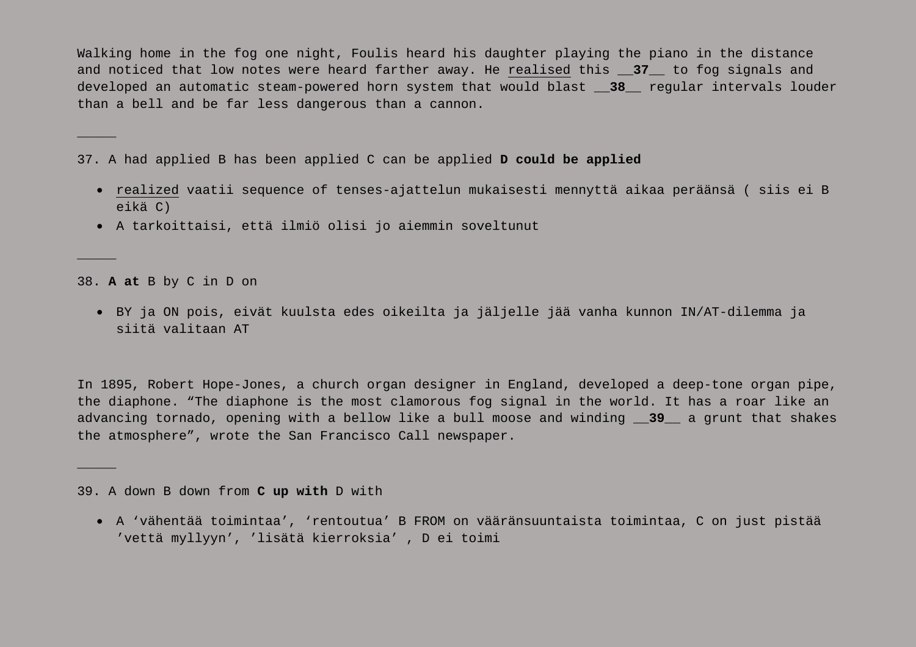Walking home in the fog one night, Foulis heard his daughter playing the piano in the distance and noticed that low notes were heard farther away. He <u>realised</u> this __**37**__ to fog signals and developed an automatic steam-powered horn system that would blast __**38**__ regular intervals louder than a bell and be far less dangerous than a cannon.

_____

37. A had applied B has been applied C can be applied **D could be applied**

- <u>realized</u> vaatii sequence of tenses-ajattelun mukaisesti mennyttä aikaa peräänsä ( siis ei B eikä C)
- A tarkoittaisi, että ilmiö olisi jo aiemmin soveltunut

_____

38. **A at** B by C in D on

- BY ja ON pois, eivät kuulsta edes oikeilta ja jäljelle jää vanha kunnon IN/AT-dilemma ja siitä valitaan AT

In 1895, Robert Hope-Jones, a church organ designer in England, developed a deep-tone organ pipe, the diaphone. "The diaphone is the most clamorous fog signal in the world. It has a roar like an advancing tornado, opening with a bellow like a bull moose and winding __**39**__ a grunt that shakes the atmosphere", wrote the San Francisco Call newspaper.

_____

39. A down B down from **C up with** D with

- A 'vähentää toimintaa', 'rentoutua' B FROM on vääränsuuntaista toimintaa, C on just pistää 'vettä myllyyn', 'lisätä kierroksia' , D ei toimi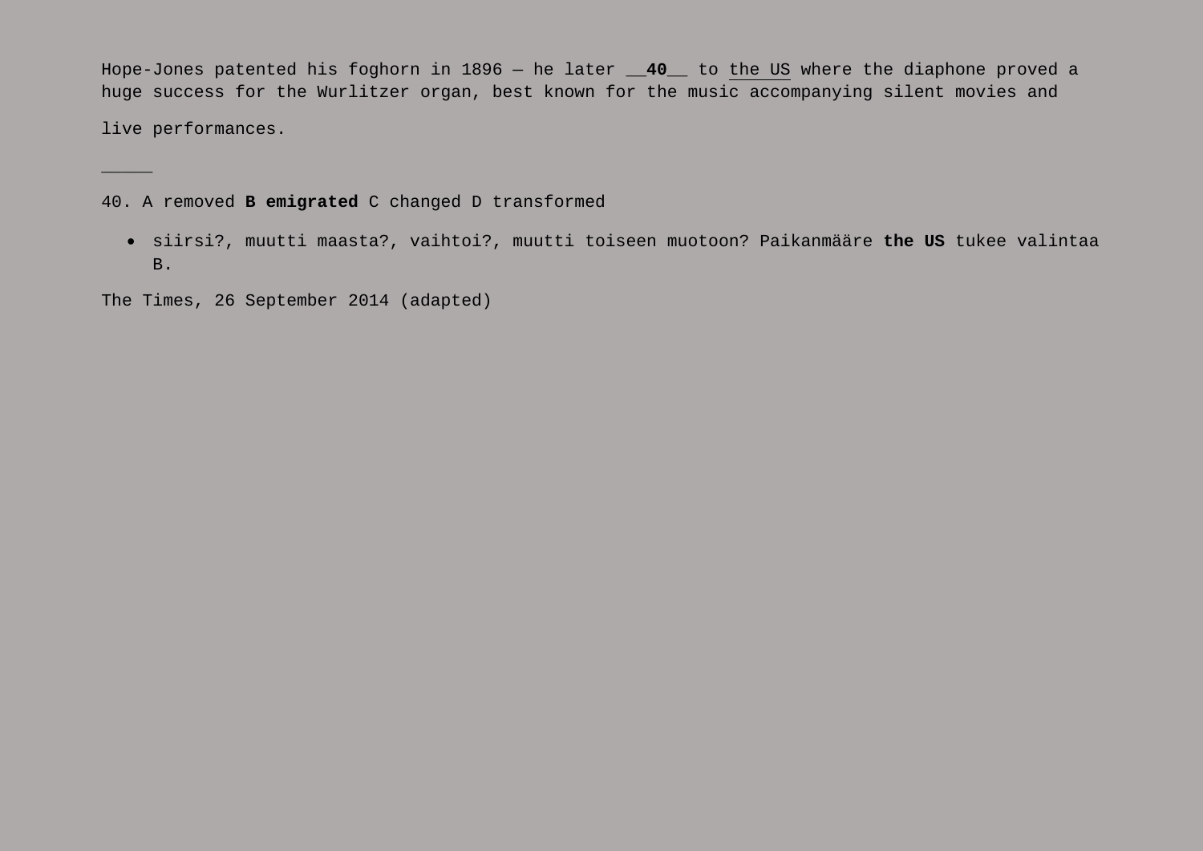Hope-Jones patented his foghorn in 1896 — he later __**40**__ to the US where the diaphone proved a huge success for the Wurlitzer organ, best known for the music accompanying silent movies and

live performances.

_____

40. A removed **B emigrated** C changed D transformed

- siirsi?, muutti maasta?, vaihtoi?, muutti toiseen muotoon? Paikanmääre **the US** tukee valintaa B.

The Times, 26 September 2014 (adapted)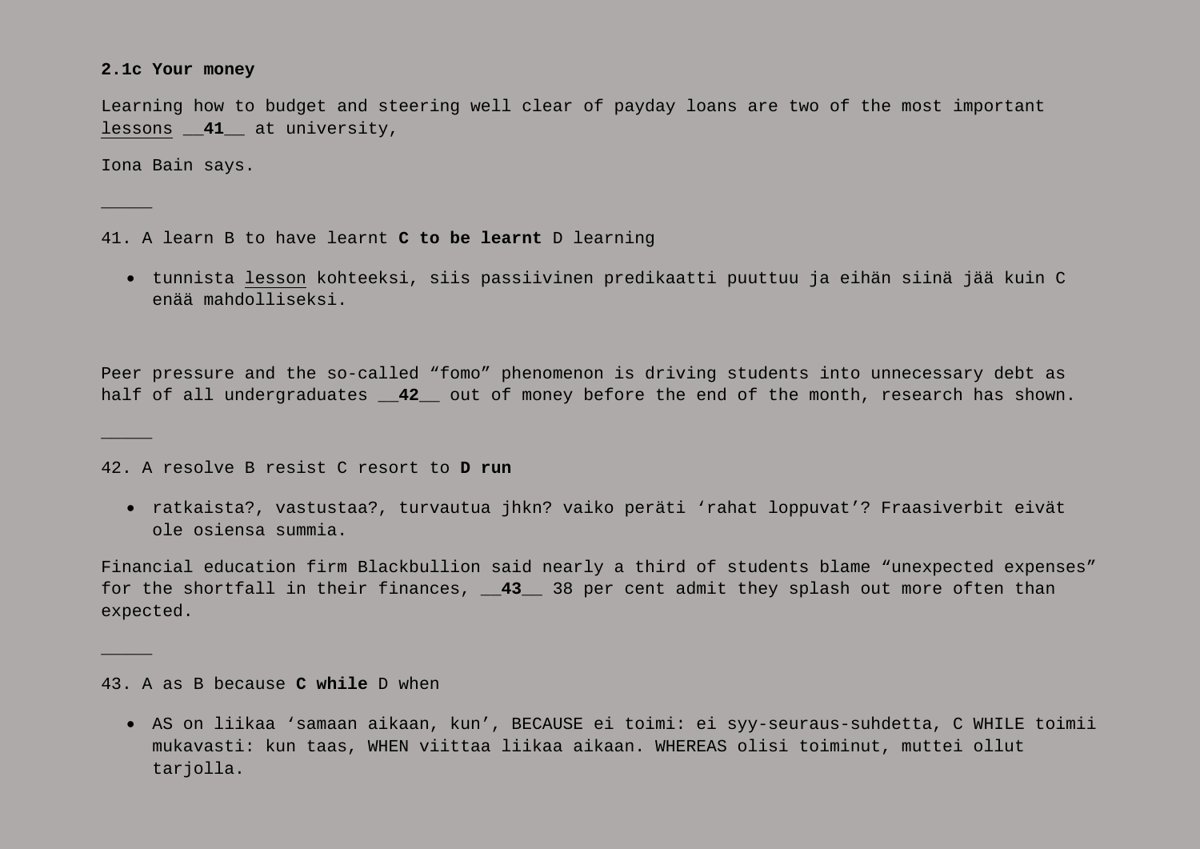**2.1c Your money**

Learning how to budget and steering well clear of payday loans are two of the most important <u>lessons</u> __**41**__ at university,

Iona Bain says.

_____

41. A learn B to have learnt **C to be learnt** D learning

- tunnista <u>lesson</u> kohteeksi, siis passiivinen predikaatti puuttuu ja eihän siinä jää kuin C enää mahdolliseksi.

Peer pressure and the so-called “fomo” phenomenon is driving students into unnecessary debt as half of all undergraduates __**42**__ out of money before the end of the month, research has shown.

_____

42. A resolve B resist C resort to **D run**

- ratkaista?, vastustaa?, turvautua jhkn? vaiko peräti ‘rahat loppuvat’? Fraasiverbit eivät ole osiensa summia.

Financial education firm Blackbullion said nearly a third of students blame “unexpected expenses” for the shortfall in their finances, __**43**__ 38 per cent admit they splash out more often than expected.

_____

43. A as B because **C while** D when

- AS on liikaa ‘samaan aikaan, kun’, BECAUSE ei toimi: ei syy-seuraus-suhdetta, C WHILE toimii mukavasti: kun taas, WHEN viittaa liikaa aikaan. WHEREAS olisi toiminut, muttei ollut tarjolla.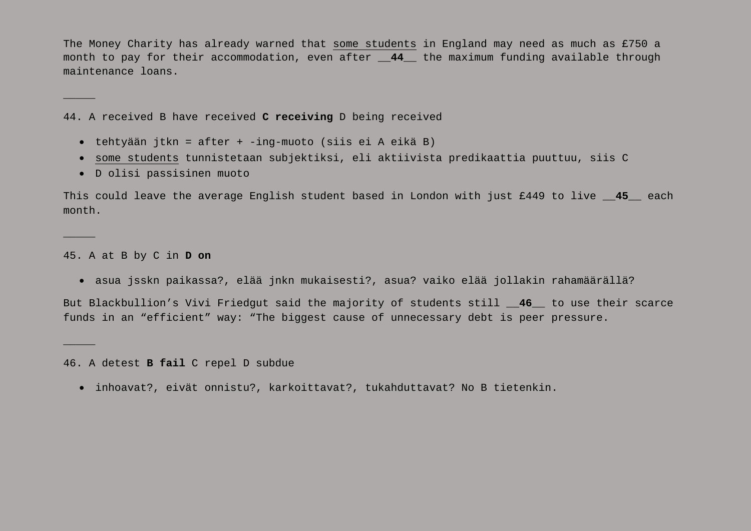The Money Charity has already warned that <u>some students</u> in England may need as much as £750 a month to pay for their accommodation, even after __**44**__ the maximum funding available through maintenance loans.

_____

44. A received B have received **C receiving** D being received

- tehtyään jtkn = after + -ing-muoto (siis ei A eikä B)
- <u>some students</u> tunnistetaan subjektiksi, eli aktiivista predikaattia puuttuu, siis C
- D olisi passisinen muoto

This could leave the average English student based in London with just £449 to live __**45**__ each month.

_____

45. A at B by C in **D on**

- asua jsskn paikassa?, elää jnkn mukaisesti?, asua? vaiko elää jollakin rahamäärällä?

But Blackbullion's Vivi Friedgut said the majority of students still __**46**__ to use their scarce funds in an "efficient" way: "The biggest cause of unnecessary debt is peer pressure.

_____

46. A detest **B fail** C repel D subdue

- inhoavat?, eivät onnistu?, karkoittavat?, tukahduttavat? No B tietenkin.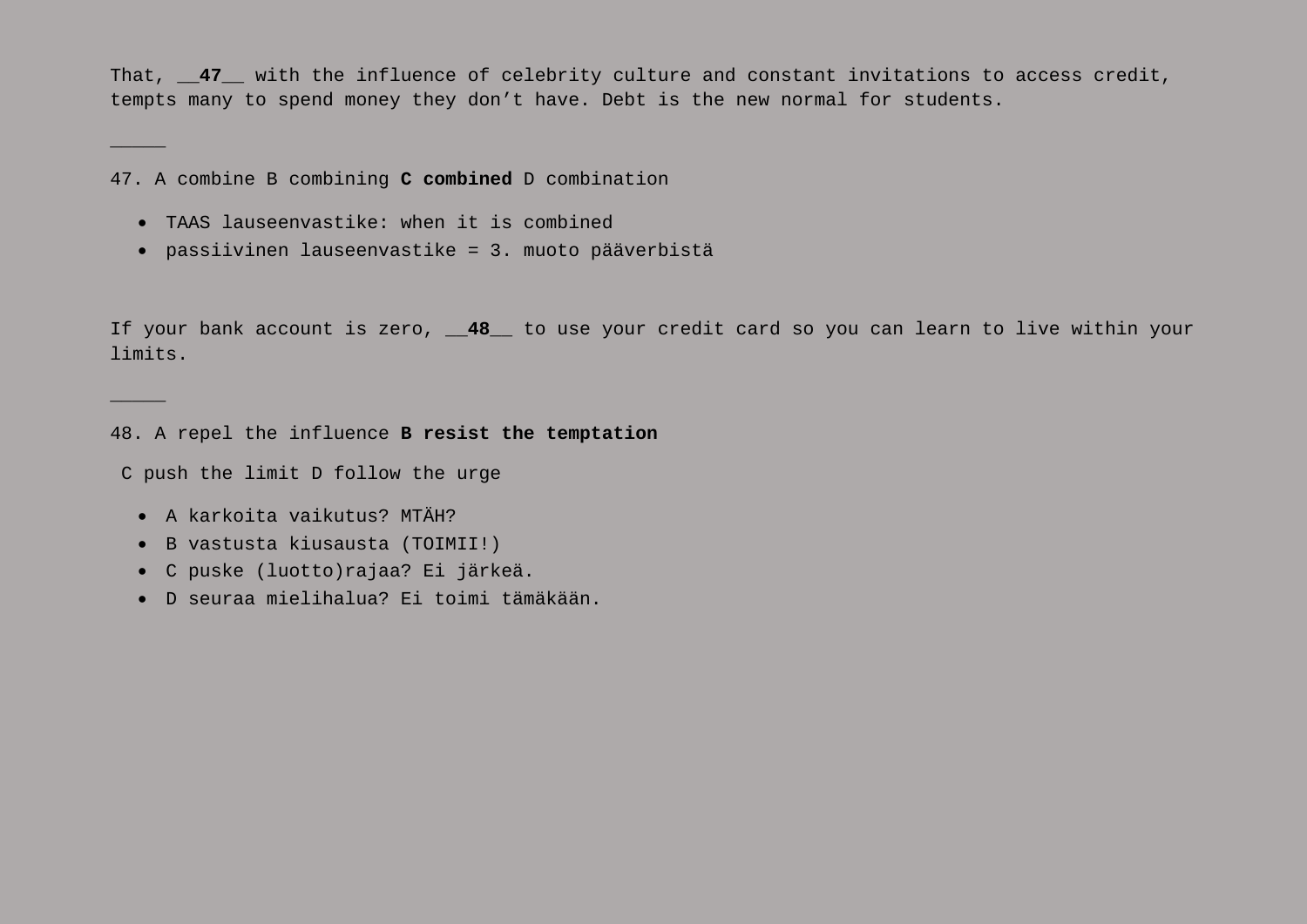That, __**47**__ with the influence of celebrity culture and constant invitations to access credit, tempts many to spend money they don't have. Debt is the new normal for students.

_____

47. A combine B combining **C combined** D combination

- TAAS lauseenvastike: when it is combined
- passiivinen lauseenvastike = 3. muoto pääverbistä

If your bank account is zero, __**48**__ to use your credit card so you can learn to live within your limits.

_____

48. A repel the influence **B resist the temptation**

C push the limit D follow the urge

- A karkoita vaikutus? MTÄH?
- B vastusta kiusausta (TOIMII!)
- C puske (luotto)rajaa? Ei järkeä.
- D seuraa mielihalua? Ei toimi tämäkään.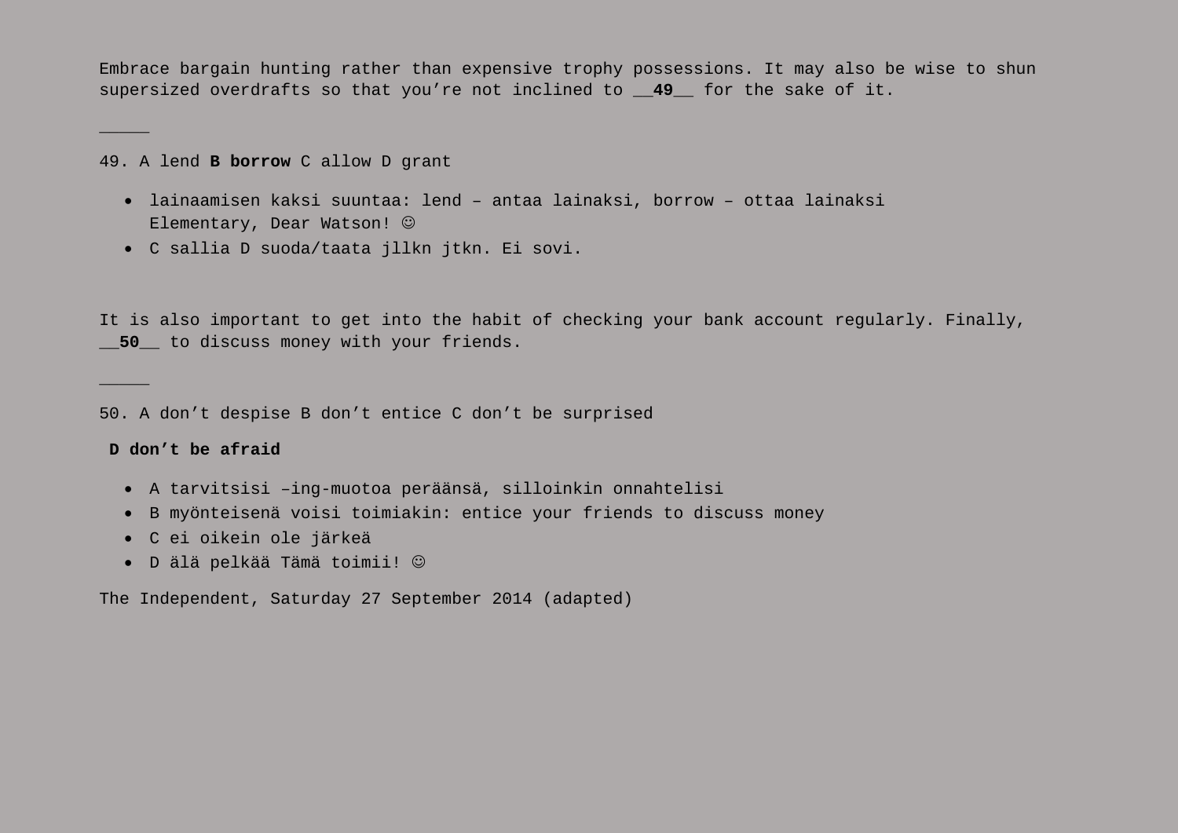Embrace bargain hunting rather than expensive trophy possessions. It may also be wise to shun supersized overdrafts so that you're not inclined to __**49**__ for the sake of it.

_____

49. A lend **B borrow** C allow D grant

- lainaamisen kaksi suuntaa: lend – antaa lainaksi, borrow – ottaa lainaksi Elementary, Dear Watson! ☺
- C sallia D suoda/taata jllkn jtkn. Ei sovi.

It is also important to get into the habit of checking your bank account regularly. Finally, __**50**__ to discuss money with your friends.

_____

50. A don't despise B don't entice C don't be surprised

**D don't be afraid**

- A tarvitsisi –ing-muotoa peräänsä, silloinkin onnahtelisi
- B myönteisenä voisi toimiakin: entice your friends to discuss money
- C ei oikein ole järkeä
- D älä pelkää Tämä toimii! ☺

The Independent, Saturday 27 September 2014 (adapted)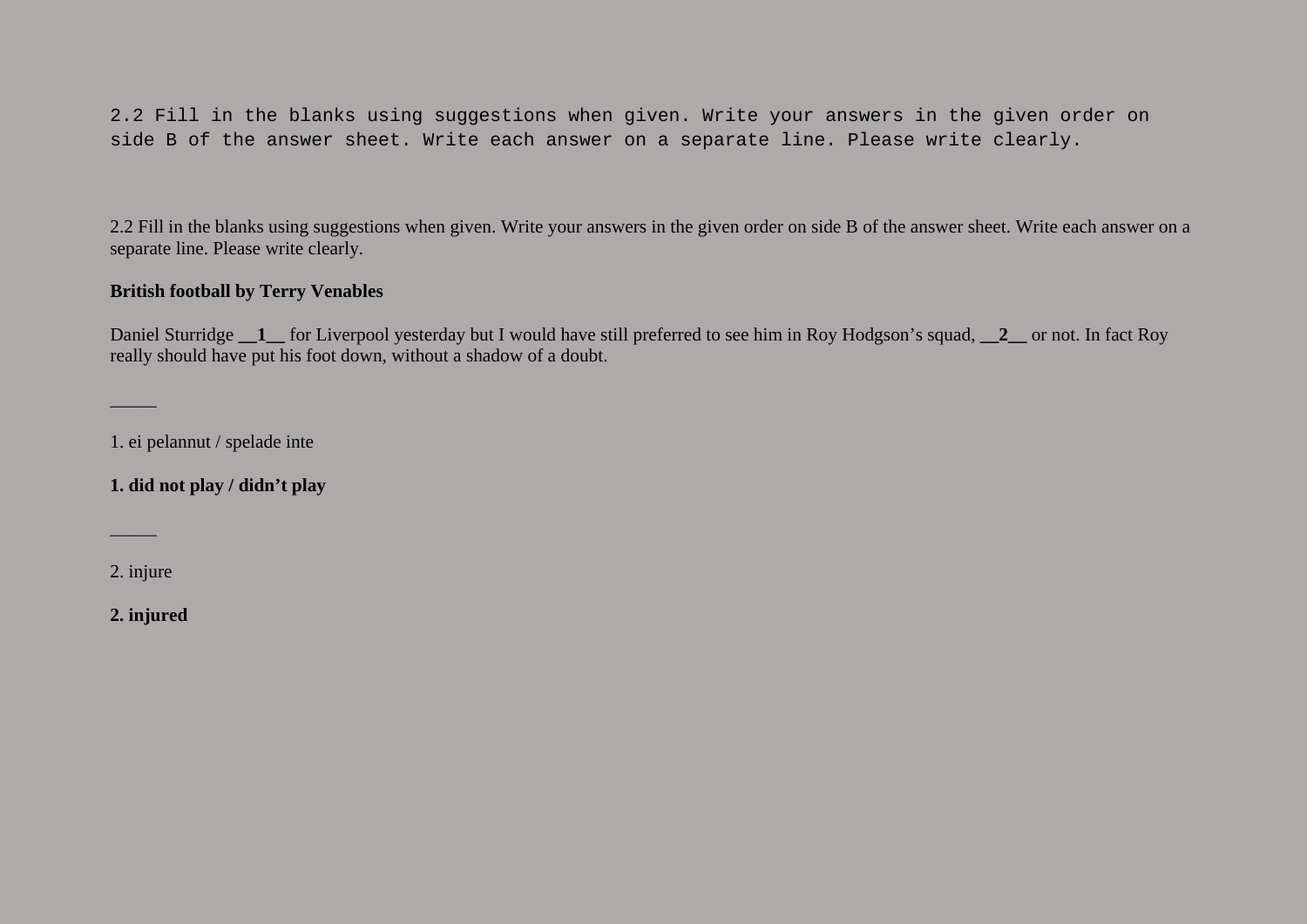```
2.2 Fill in the blanks using suggestions when given. Write your answers in the given order on
side B of the answer sheet. Write each answer on a separate line. Please write clearly.
```

2.2 Fill in the blanks using suggestions when given. Write your answers in the given order on side B of the answer sheet. Write each answer on a separate line. Please write clearly.

**British football by Terry Venables**

Daniel Sturridge **__1__** for Liverpool yesterday but I would have still preferred to see him in Roy Hodgson's squad, **__2__** or not. In fact Roy really should have put his foot down, without a shadow of a doubt.

_____

1. ei pelannut / spelade inte

**1. did not play / didn't play**

_____

2. injure

**2. injured**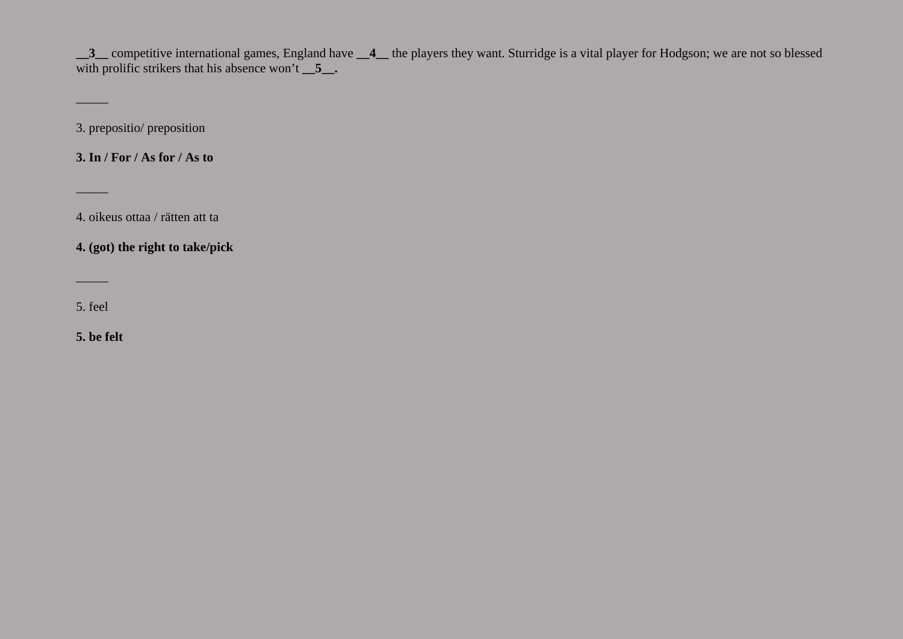**__3__** competitive international games, England have **__4__** the players they want. Sturridge is a vital player for Hodgson; we are not so blessed with prolific strikers that his absence won't **__5__.**

_____

3. prepositio/ preposition

**3. In / For / As for / As to**

_____

4. oikeus ottaa / rätten att ta

**4. (got) the right to take/pick**

_____

5. feel

**5. be felt**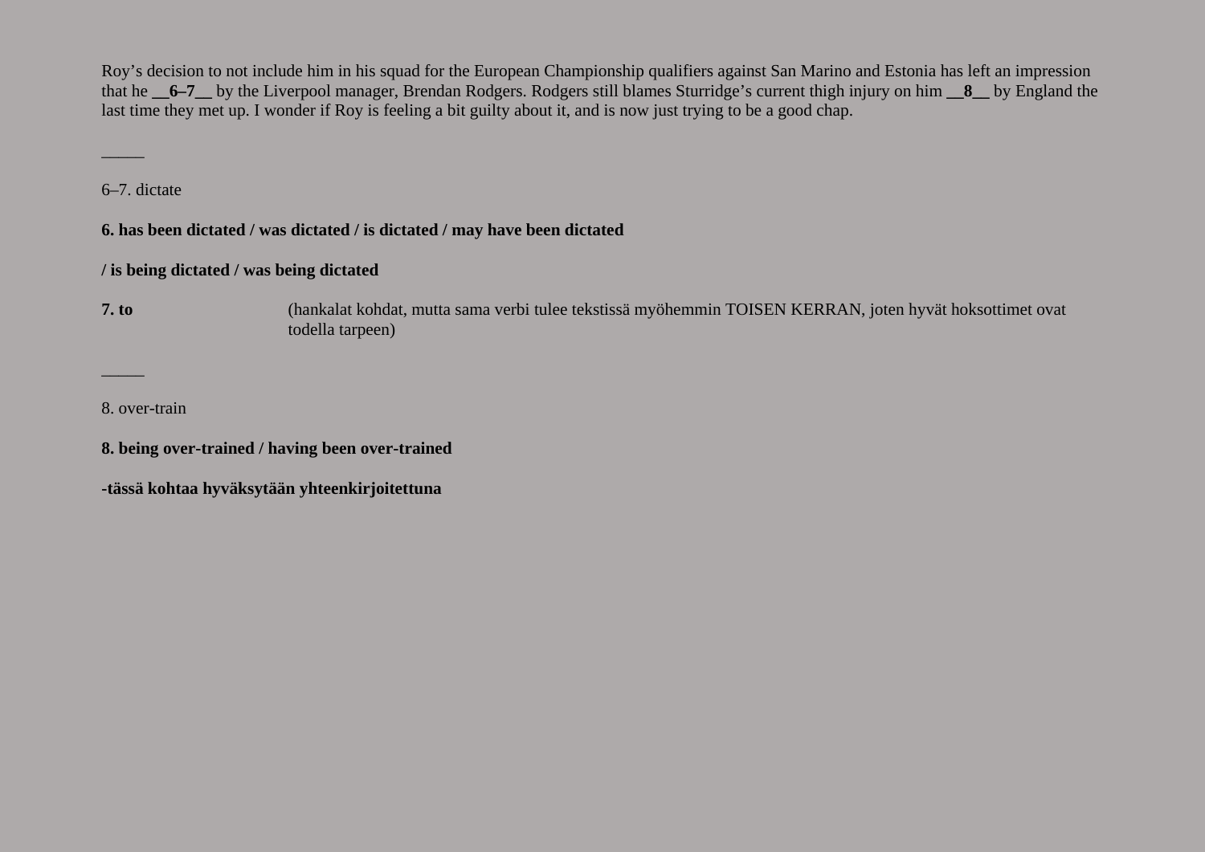Roy’s decision to not include him in his squad for the European Championship qualifiers against San Marino and Estonia has left an impression that he **__6–7__** by the Liverpool manager, Brendan Rodgers. Rodgers still blames Sturridge’s current thigh injury on him **__8__** by England the last time they met up. I wonder if Roy is feeling a bit guilty about it, and is now just trying to be a good chap.

_____

6–7. dictate

**6. has been dictated / was dictated / is dictated / may have been dictated**

**/ is being dictated / was being dictated**

**7. to** (hankalat kohdat, mutta sama verbi tulee tekstissä myöhemmin TOISEN KERRAN, joten hyvät hoksottimet ovat todella tarpeen)

_____

8. over-train

**8. being over-trained / having been over-trained**

**-tässä kohtaa hyväksytään yhteenkirjoitettuna**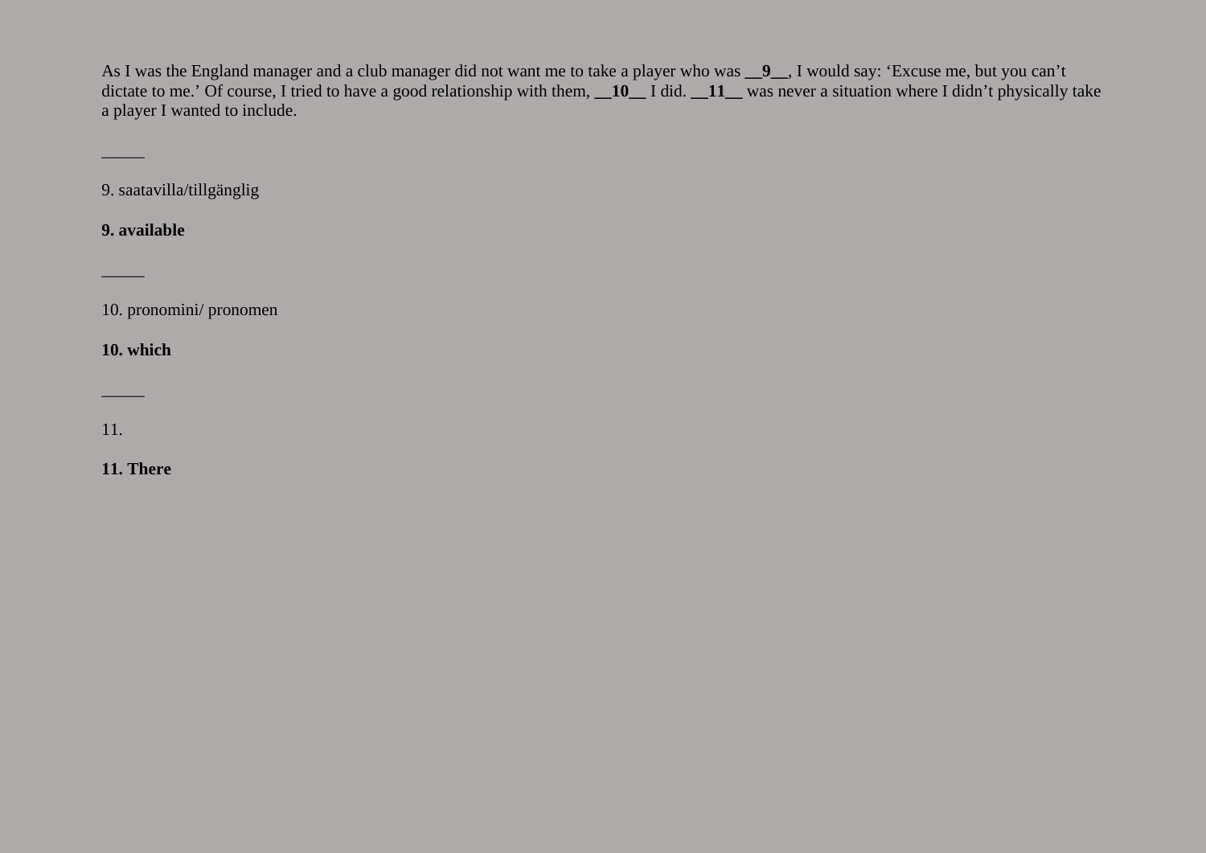As I was the England manager and a club manager did not want me to take a player who was **__9__**, I would say: ‘Excuse me, but you can’t dictate to me.’ Of course, I tried to have a good relationship with them, **__10__** I did. **__11__** was never a situation where I didn’t physically take a player I wanted to include.

_____

9. saatavilla/tillgänglig

**9. available**

_____

10. pronomini/ pronomen

**10. which**

_____

11.

**11. There**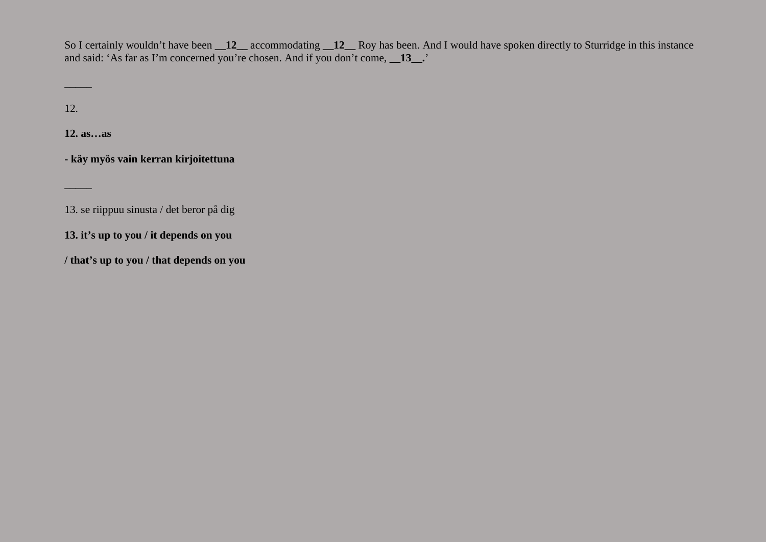So I certainly wouldn't have been **__12__** accommodating **__12__** Roy has been. And I would have spoken directly to Sturridge in this instance and said: 'As far as I'm concerned you're chosen. And if you don't come, **__13__.**'

_____

12.

**12. as…as**

**- käy myös vain kerran kirjoitettuna**

_____

13. se riippuu sinusta / det beror på dig

**13. it's up to you / it depends on you**

**/ that's up to you / that depends on you**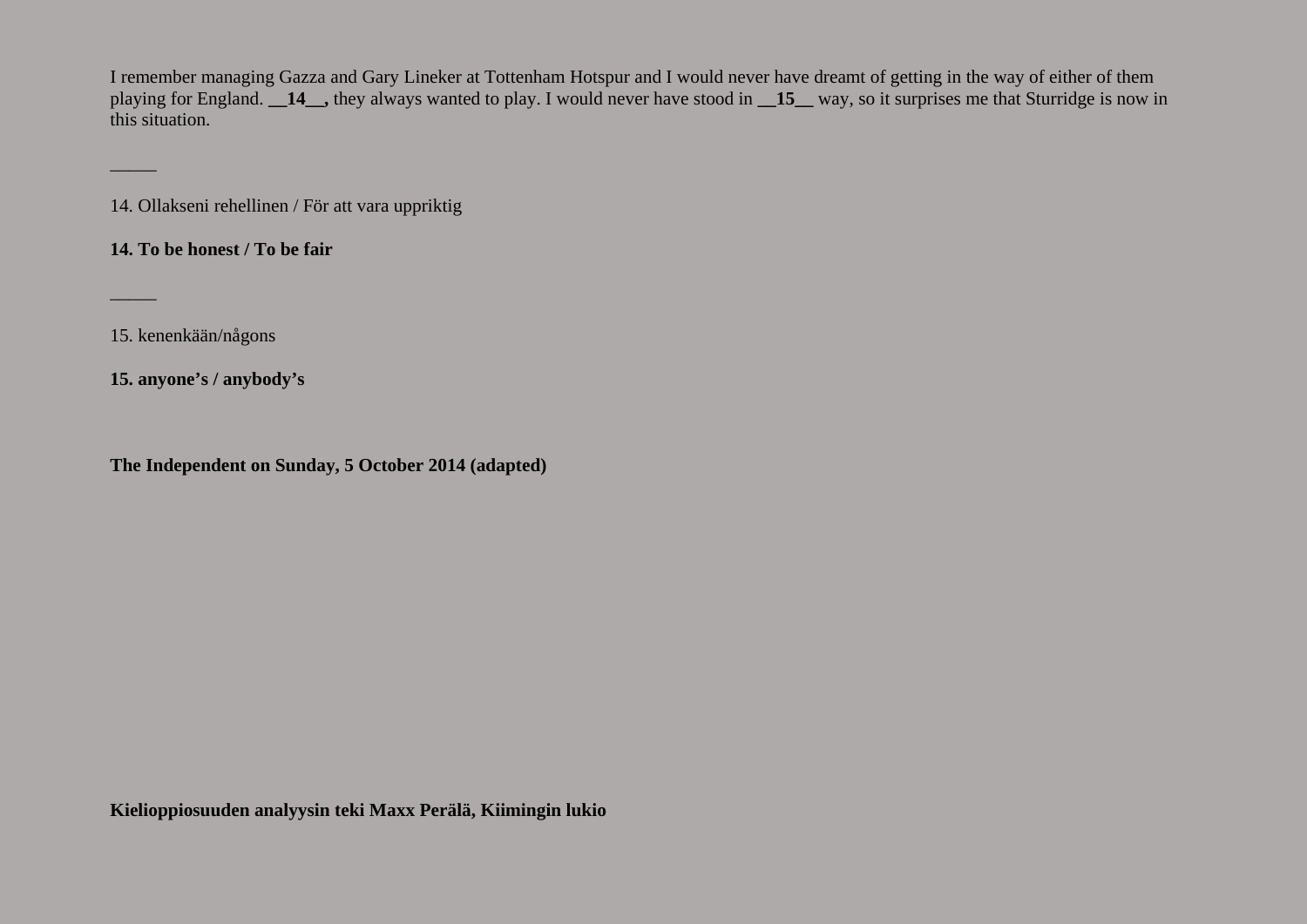I remember managing Gazza and Gary Lineker at Tottenham Hotspur and I would never have dreamt of getting in the way of either of them playing for England. **__14__,** they always wanted to play. I would never have stood in **__15__** way, so it surprises me that Sturridge is now in this situation.

_____

14. Ollakseni rehellinen / För att vara uppriktig

**14. To be honest / To be fair**

_____

15. kenenkään/någons

**15. anyone's / anybody's**

**The Independent on Sunday, 5 October 2014 (adapted)**

**Kielioppiosuuden analyysin teki Maxx Perälä, Kiimingin lukio**